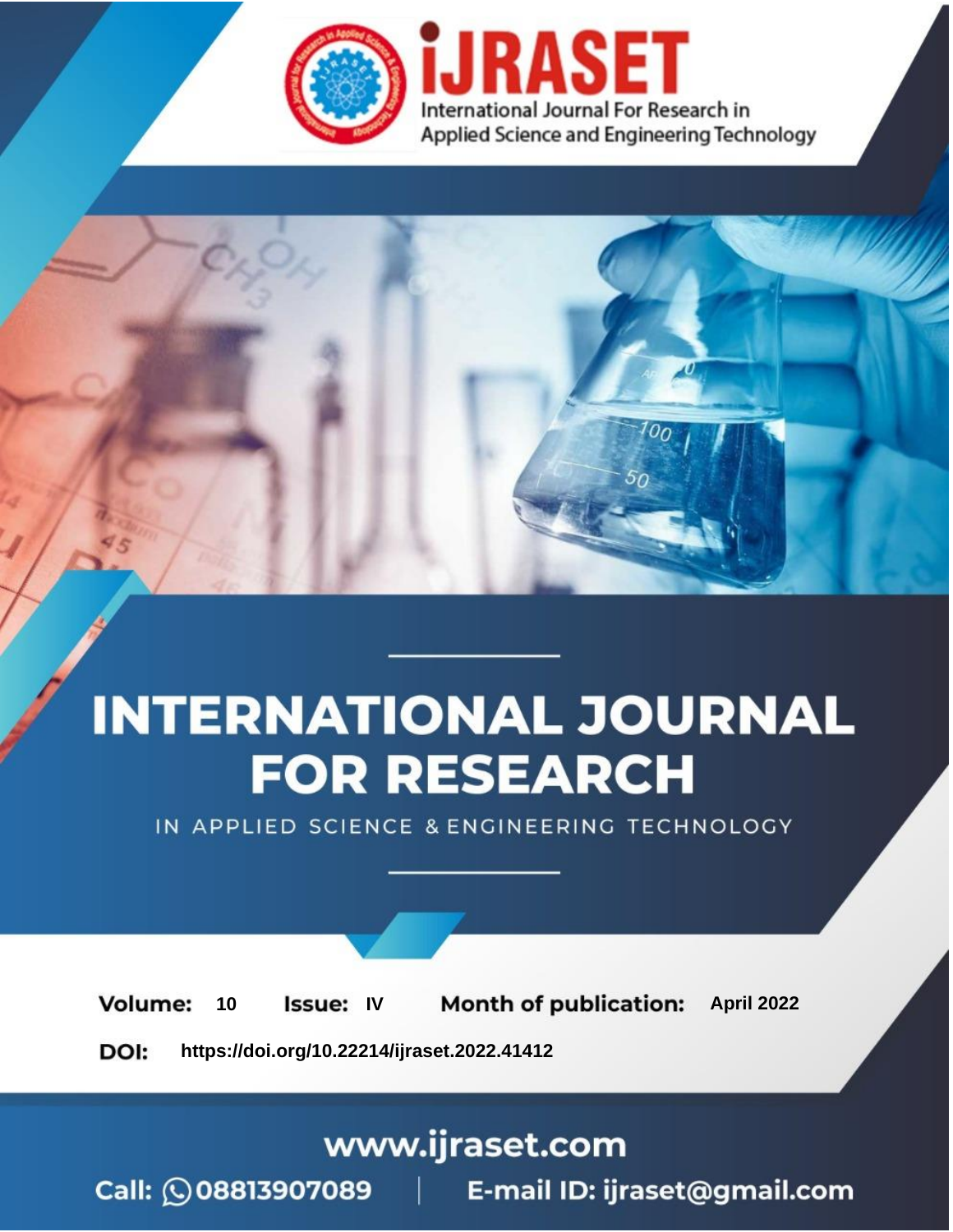# INTERNATIONAL JOURNAL FOR RESEARCH

IN APPLIED SCIENCE & ENGINEERING TECHNOLOGY

**Volume:** 10 **Issue:** IV **Month of publication:** April 2022

**DOI:** https://doi.org/10.22214/ijraset.2022.41412

www.ijraset.com

Call: 08813907089 | E-mail ID: ijraset@gmail.com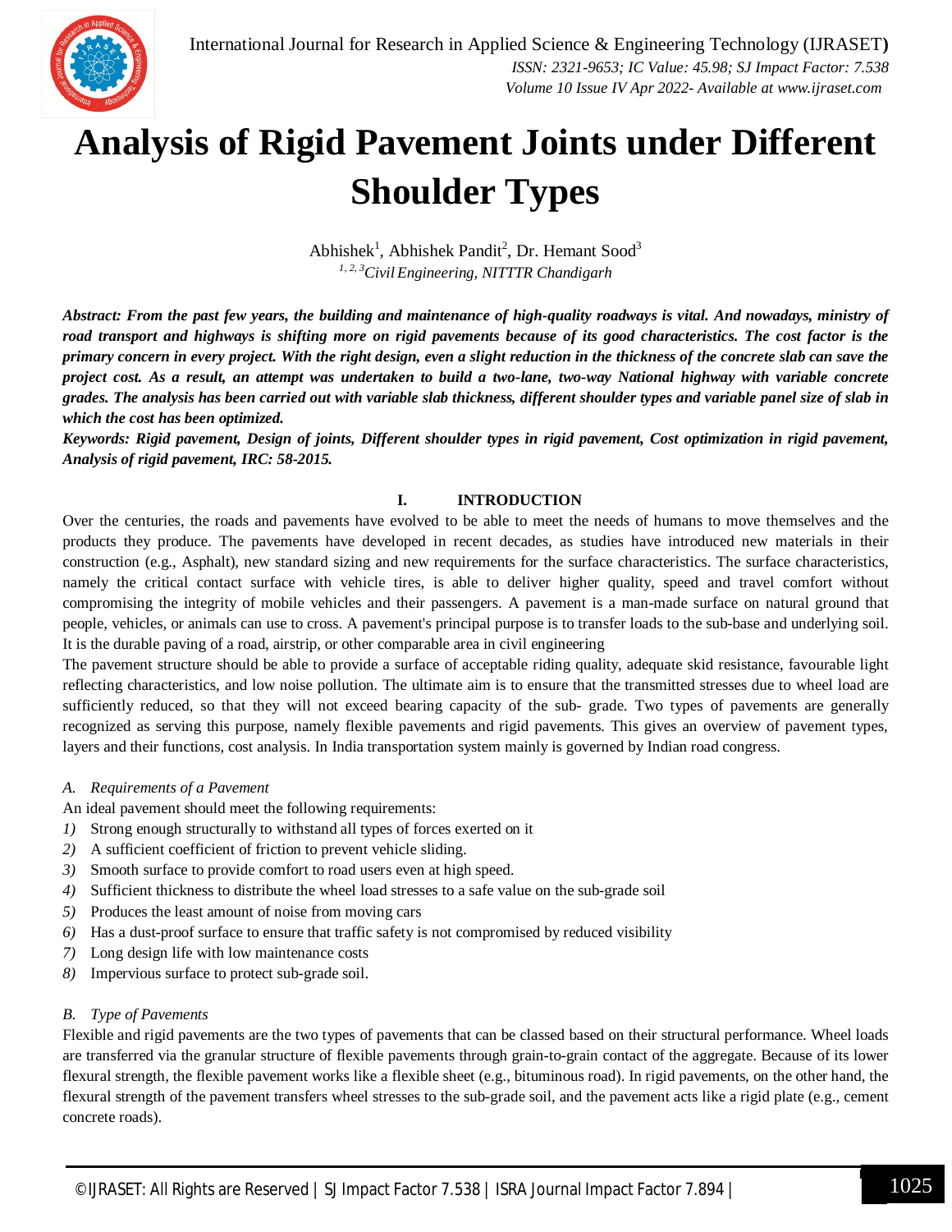# Analysis of Rigid Pavement Joints under Different Shoulder Types

Abhishek[1], Abhishek Pandit[2], Dr. Hemant Sood[3]

[1, 2, 3]*Civil Engineering, NITTTR Chandigarh*

***Abstract:** From the past few years, the building and maintenance of high-quality roadways is vital. And nowadays, ministry of road transport and highways is shifting more on rigid pavements because of its good characteristics. The cost factor is the primary concern in every project. With the right design, even a slight reduction in the thickness of the concrete slab can save the project cost. As a result, an attempt was undertaken to build a two-lane, two-way National highway with variable concrete grades. The analysis has been carried out with variable slab thickness, different shoulder types and variable panel size of slab in which the cost has been optimized.*

***Keywords:** Rigid pavement, Design of joints, Different shoulder types in rigid pavement, Cost optimization in rigid pavement, Analysis of rigid pavement, IRC: 58-2015.*

## I. INTRODUCTION

Over the centuries, the roads and pavements have evolved to be able to meet the needs of humans to move themselves and the products they produce. The pavements have developed in recent decades, as studies have introduced new materials in their construction (e.g., Asphalt), new standard sizing and new requirements for the surface characteristics. The surface characteristics, namely the critical contact surface with vehicle tires, is able to deliver higher quality, speed and travel comfort without compromising the integrity of mobile vehicles and their passengers. A pavement is a man-made surface on natural ground that people, vehicles, or animals can use to cross. A pavement's principal purpose is to transfer loads to the sub-base and underlying soil. It is the durable paving of a road, airstrip, or other comparable area in civil engineering

The pavement structure should be able to provide a surface of acceptable riding quality, adequate skid resistance, favourable light reflecting characteristics, and low noise pollution. The ultimate aim is to ensure that the transmitted stresses due to wheel load are sufficiently reduced, so that they will not exceed bearing capacity of the sub- grade. Two types of pavements are generally recognized as serving this purpose, namely flexible pavements and rigid pavements. This gives an overview of pavement types, layers and their functions, cost analysis. In India transportation system mainly is governed by Indian road congress.

### *A. Requirements of a Pavement*

An ideal pavement should meet the following requirements:

1) Strong enough structurally to withstand all types of forces exerted on it
2) A sufficient coefficient of friction to prevent vehicle sliding.
3) Smooth surface to provide comfort to road users even at high speed.
4) Sufficient thickness to distribute the wheel load stresses to a safe value on the sub-grade soil
5) Produces the least amount of noise from moving cars
6) Has a dust-proof surface to ensure that traffic safety is not compromised by reduced visibility
7) Long design life with low maintenance costs
8) Impervious surface to protect sub-grade soil.

### *B. Type of Pavements*

Flexible and rigid pavements are the two types of pavements that can be classed based on their structural performance. Wheel loads are transferred via the granular structure of flexible pavements through grain-to-grain contact of the aggregate. Because of its lower flexural strength, the flexible pavement works like a flexible sheet (e.g., bituminous road). In rigid pavements, on the other hand, the flexural strength of the pavement transfers wheel stresses to the sub-grade soil, and the pavement acts like a rigid plate (e.g., cement concrete roads).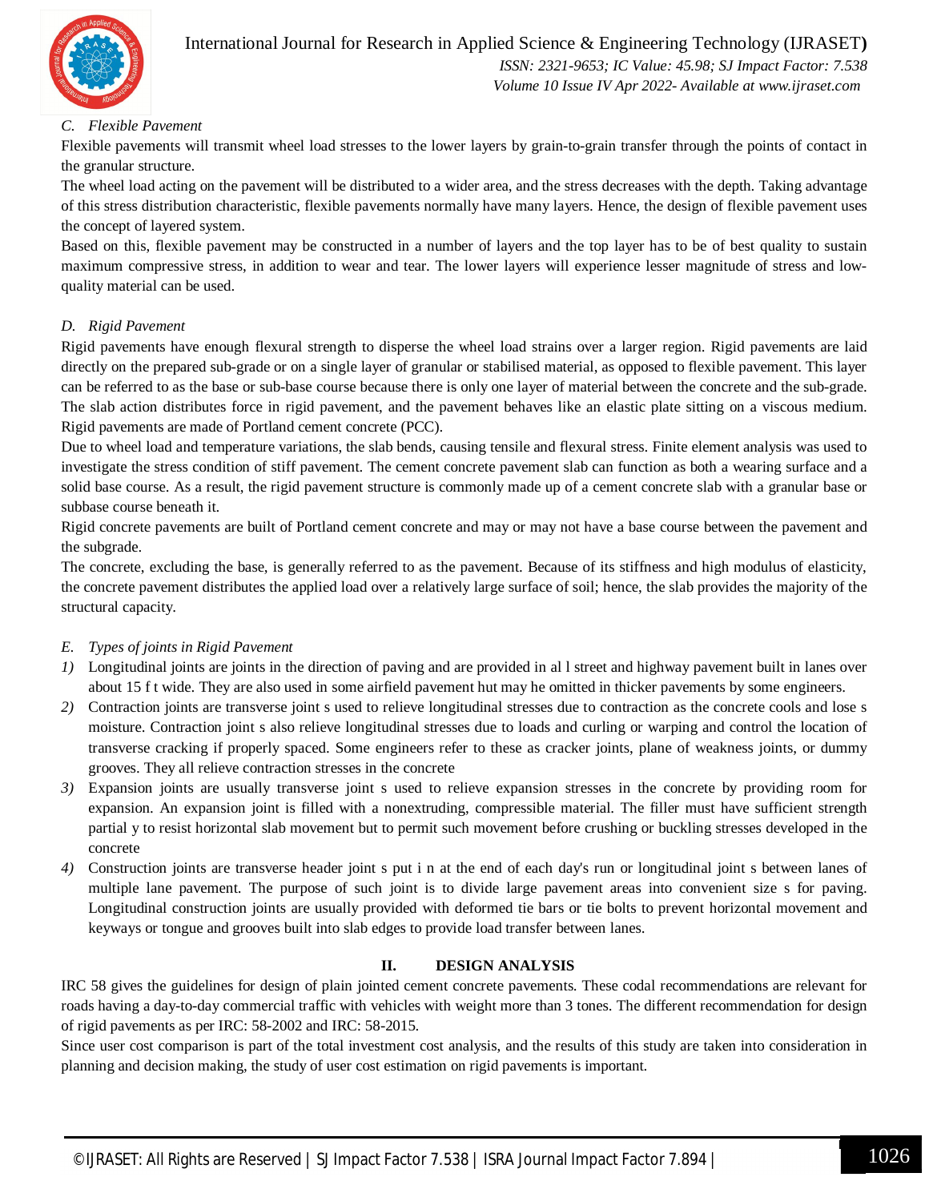### C. Flexible Pavement

Flexible pavements will transmit wheel load stresses to the lower layers by grain-to-grain transfer through the points of contact in the granular structure.

The wheel load acting on the pavement will be distributed to a wider area, and the stress decreases with the depth. Taking advantage of this stress distribution characteristic, flexible pavements normally have many layers. Hence, the design of flexible pavement uses the concept of layered system.

Based on this, flexible pavement may be constructed in a number of layers and the top layer has to be of best quality to sustain maximum compressive stress, in addition to wear and tear. The lower layers will experience lesser magnitude of stress and low-quality material can be used.

### D. Rigid Pavement

Rigid pavements have enough flexural strength to disperse the wheel load strains over a larger region. Rigid pavements are laid directly on the prepared sub-grade or on a single layer of granular or stabilised material, as opposed to flexible pavement. This layer can be referred to as the base or sub-base course because there is only one layer of material between the concrete and the sub-grade. The slab action distributes force in rigid pavement, and the pavement behaves like an elastic plate sitting on a viscous medium. Rigid pavements are made of Portland cement concrete (PCC).

Due to wheel load and temperature variations, the slab bends, causing tensile and flexural stress. Finite element analysis was used to investigate the stress condition of stiff pavement. The cement concrete pavement slab can function as both a wearing surface and a solid base course. As a result, the rigid pavement structure is commonly made up of a cement concrete slab with a granular base or subbase course beneath it.

Rigid concrete pavements are built of Portland cement concrete and may or may not have a base course between the pavement and the subgrade.

The concrete, excluding the base, is generally referred to as the pavement. Because of its stiffness and high modulus of elasticity, the concrete pavement distributes the applied load over a relatively large surface of soil; hence, the slab provides the majority of the structural capacity.

### E. Types of joints in Rigid Pavement

1) Longitudinal joints are joints in the direction of paving and are provided in al l street and highway pavement built in lanes over about 15 f t wide. They are also used in some airfield pavement hut may he omitted in thicker pavements by some engineers.
2) Contraction joints are transverse joint s used to relieve longitudinal stresses due to contraction as the concrete cools and lose s moisture. Contraction joint s also relieve longitudinal stresses due to loads and curling or warping and control the location of transverse cracking if properly spaced. Some engineers refer to these as cracker joints, plane of weakness joints, or dummy grooves. They all relieve contraction stresses in the concrete
3) Expansion joints are usually transverse joint s used to relieve expansion stresses in the concrete by providing room for expansion. An expansion joint is filled with a nonextruding, compressible material. The filler must have sufficient strength partial y to resist horizontal slab movement but to permit such movement before crushing or buckling stresses developed in the concrete
4) Construction joints are transverse header joint s put i n at the end of each day's run or longitudinal joint s between lanes of multiple lane pavement. The purpose of such joint is to divide large pavement areas into convenient size s for paving. Longitudinal construction joints are usually provided with deformed tie bars or tie bolts to prevent horizontal movement and keyways or tongue and grooves built into slab edges to provide load transfer between lanes.

## II. DESIGN ANALYSIS

IRC 58 gives the guidelines for design of plain jointed cement concrete pavements. These codal recommendations are relevant for roads having a day-to-day commercial traffic with vehicles with weight more than 3 tones. The different recommendation for design of rigid pavements as per IRC: 58-2002 and IRC: 58-2015.

Since user cost comparison is part of the total investment cost analysis, and the results of this study are taken into consideration in planning and decision making, the study of user cost estimation on rigid pavements is important.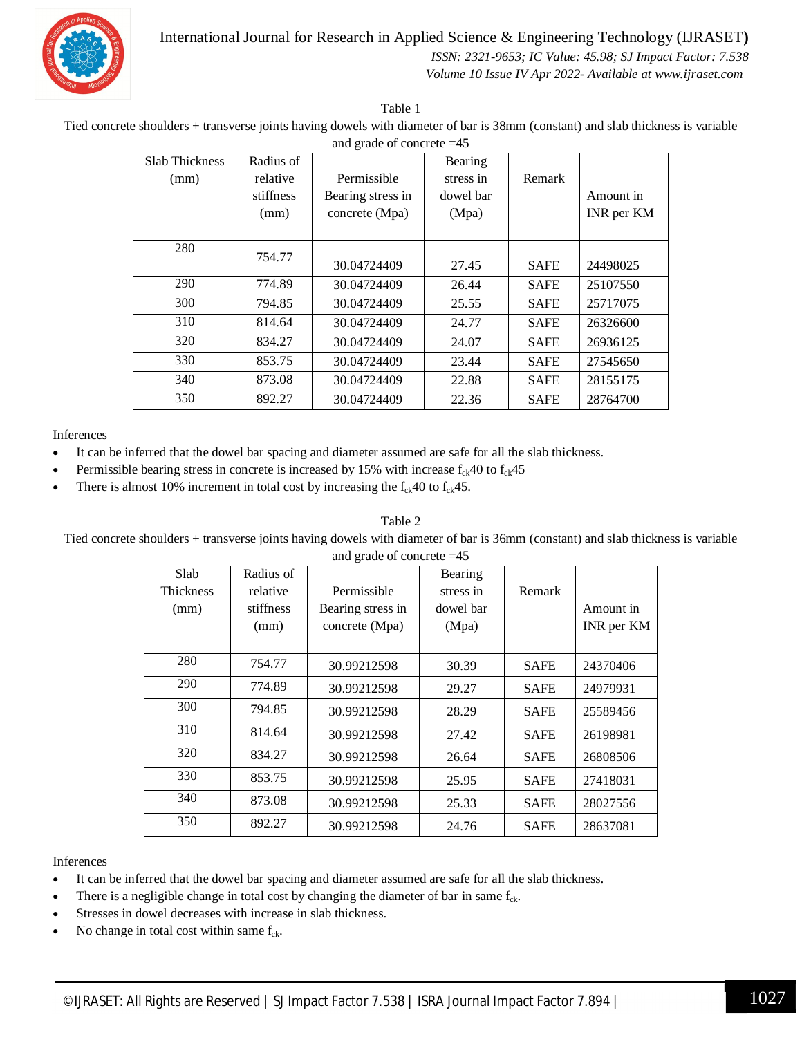Table 1

Tied concrete shoulders + transverse joints having dowels with diameter of bar is 38mm (constant) and slab thickness is variable and grade of concrete =45

| Slab Thickness (mm) | Radius of relative stiffness (mm) | Permissible Bearing stress in concrete (Mpa) | Bearing stress in dowel bar (Mpa) | Remark | Amount in INR per KM |
|---|---|---|---|---|---|
| 280 | 754.77 | 30.04724409 | 27.45 | SAFE | 24498025 |
| 290 | 774.89 | 30.04724409 | 26.44 | SAFE | 25107550 |
| 300 | 794.85 | 30.04724409 | 25.55 | SAFE | 25717075 |
| 310 | 814.64 | 30.04724409 | 24.77 | SAFE | 26326600 |
| 320 | 834.27 | 30.04724409 | 24.07 | SAFE | 26936125 |
| 330 | 853.75 | 30.04724409 | 23.44 | SAFE | 27545650 |
| 340 | 873.08 | 30.04724409 | 22.88 | SAFE | 28155175 |
| 350 | 892.27 | 30.04724409 | 22.36 | SAFE | 28764700 |

Inferences

- It can be inferred that the dowel bar spacing and diameter assumed are safe for all the slab thickness.
- Permissible bearing stress in concrete is increased by 15% with increase $f_{ck}40$ to $f_{ck}45$
- There is almost 10% increment in total cost by increasing the $f_{ck}40$ to $f_{ck}45$.

Table 2

Tied concrete shoulders + transverse joints having dowels with diameter of bar is 36mm (constant) and slab thickness is variable and grade of concrete =45

| Slab Thickness (mm) | Radius of relative stiffness (mm) | Permissible Bearing stress in concrete (Mpa) | Bearing stress in dowel bar (Mpa) | Remark | Amount in INR per KM |
|---|---|---|---|---|---|
| 280 | 754.77 | 30.99212598 | 30.39 | SAFE | 24370406 |
| 290 | 774.89 | 30.99212598 | 29.27 | SAFE | 24979931 |
| 300 | 794.85 | 30.99212598 | 28.29 | SAFE | 25589456 |
| 310 | 814.64 | 30.99212598 | 27.42 | SAFE | 26198981 |
| 320 | 834.27 | 30.99212598 | 26.64 | SAFE | 26808506 |
| 330 | 853.75 | 30.99212598 | 25.95 | SAFE | 27418031 |
| 340 | 873.08 | 30.99212598 | 25.33 | SAFE | 28027556 |
| 350 | 892.27 | 30.99212598 | 24.76 | SAFE | 28637081 |

Inferences

- It can be inferred that the dowel bar spacing and diameter assumed are safe for all the slab thickness.
- There is a negligible change in total cost by changing the diameter of bar in same $f_{ck}$.
- Stresses in dowel decreases with increase in slab thickness.
- No change in total cost within same $f_{ck}$.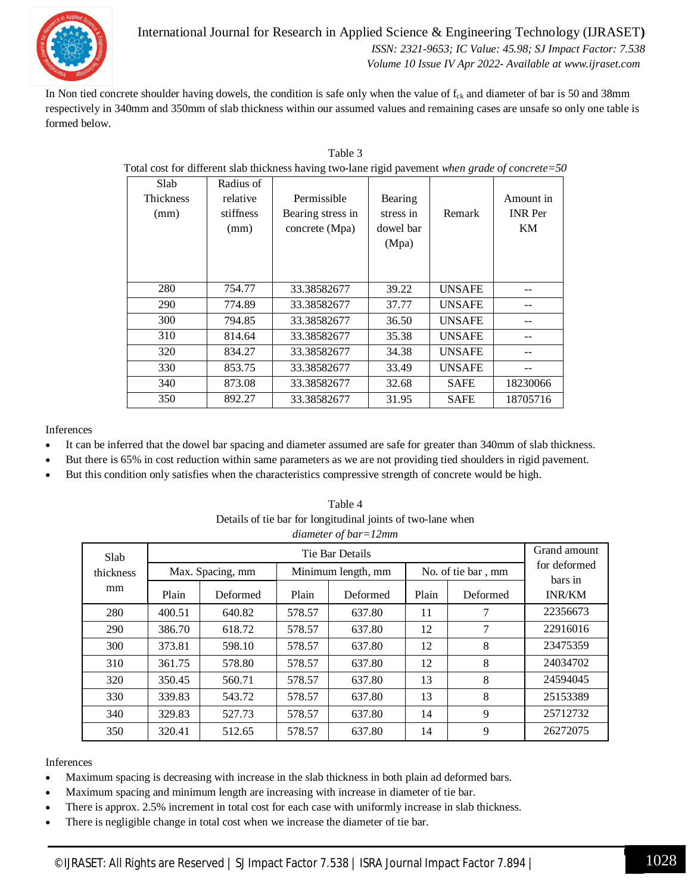In Non tied concrete shoulder having dowels, the condition is safe only when the value of $f_{ck}$ and diameter of bar is 50 and 38mm respectively in 340mm and 350mm of slab thickness within our assumed values and remaining cases are unsafe so only one table is formed below.

Table 3
Total cost for different slab thickness having two-lane rigid pavement *when grade of concrete=50*

| Slab Thickness (mm) | Radius of relative stiffness (mm) | Permissible Bearing stress in concrete (Mpa) | Bearing stress in dowel bar (Mpa) | Remark | Amount in INR Per KM |
|---|---|---|---|---|---|
| 280 | 754.77 | 33.38582677 | 39.22 | UNSAFE | -- |
| 290 | 774.89 | 33.38582677 | 37.77 | UNSAFE | -- |
| 300 | 794.85 | 33.38582677 | 36.50 | UNSAFE | -- |
| 310 | 814.64 | 33.38582677 | 35.38 | UNSAFE | -- |
| 320 | 834.27 | 33.38582677 | 34.38 | UNSAFE | -- |
| 330 | 853.75 | 33.38582677 | 33.49 | UNSAFE | -- |
| 340 | 873.08 | 33.38582677 | 32.68 | SAFE | 18230066 |
| 350 | 892.27 | 33.38582677 | 31.95 | SAFE | 18705716 |

Inferences

- It can be inferred that the dowel bar spacing and diameter assumed are safe for greater than 340mm of slab thickness.
- But there is 65% in cost reduction within same parameters as we are not providing tied shoulders in rigid pavement.
- But this condition only satisfies when the characteristics compressive strength of concrete would be high.

Table 4
Details of tie bar for longitudinal joints of two-lane when
*diameter of bar=12mm*

| Slab thickness mm | Tie Bar Details | | | | | | Grand amount for deformed bars in INR/KM |
|---|---|---|---|---|---|---|---|
| | Max. Spacing, mm | | Minimum length, mm | | No. of tie bar , mm | | |
| | Plain | Deformed | Plain | Deformed | Plain | Deformed | |
| 280 | 400.51 | 640.82 | 578.57 | 637.80 | 11 | 7 | 22356673 |
| 290 | 386.70 | 618.72 | 578.57 | 637.80 | 12 | 7 | 22916016 |
| 300 | 373.81 | 598.10 | 578.57 | 637.80 | 12 | 8 | 23475359 |
| 310 | 361.75 | 578.80 | 578.57 | 637.80 | 12 | 8 | 24034702 |
| 320 | 350.45 | 560.71 | 578.57 | 637.80 | 13 | 8 | 24594045 |
| 330 | 339.83 | 543.72 | 578.57 | 637.80 | 13 | 8 | 25153389 |
| 340 | 329.83 | 527.73 | 578.57 | 637.80 | 14 | 9 | 25712732 |
| 350 | 320.41 | 512.65 | 578.57 | 637.80 | 14 | 9 | 26272075 |

Inferences

- Maximum spacing is decreasing with increase in the slab thickness in both plain ad deformed bars.
- Maximum spacing and minimum length are increasing with increase in diameter of tie bar.
- There is approx. 2.5% increment in total cost for each case with uniformly increase in slab thickness.
- There is negligible change in total cost when we increase the diameter of tie bar.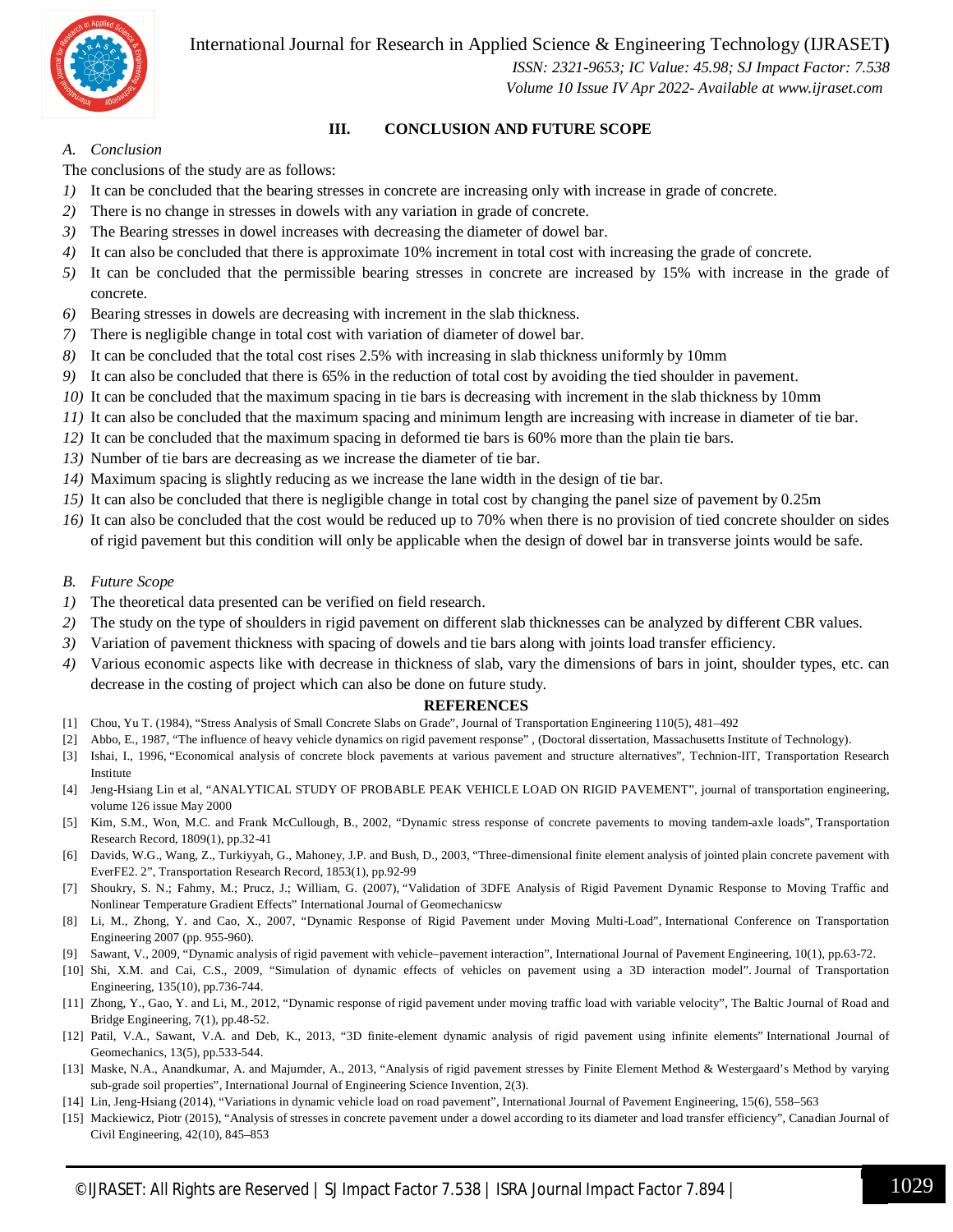## III. CONCLUSION AND FUTURE SCOPE

### *A. Conclusion*

The conclusions of the study are as follows:

1) It can be concluded that the bearing stresses in concrete are increasing only with increase in grade of concrete.
2) There is no change in stresses in dowels with any variation in grade of concrete.
3) The Bearing stresses in dowel increases with decreasing the diameter of dowel bar.
4) It can also be concluded that there is approximate 10% increment in total cost with increasing the grade of concrete.
5) It can be concluded that the permissible bearing stresses in concrete are increased by 15% with increase in the grade of concrete.
6) Bearing stresses in dowels are decreasing with increment in the slab thickness.
7) There is negligible change in total cost with variation of diameter of dowel bar.
8) It can be concluded that the total cost rises 2.5% with increasing in slab thickness uniformly by 10mm
9) It can also be concluded that there is 65% in the reduction of total cost by avoiding the tied shoulder in pavement.
10) It can be concluded that the maximum spacing in tie bars is decreasing with increment in the slab thickness by 10mm
11) It can also be concluded that the maximum spacing and minimum length are increasing with increase in diameter of tie bar.
12) It can be concluded that the maximum spacing in deformed tie bars is 60% more than the plain tie bars.
13) Number of tie bars are decreasing as we increase the diameter of tie bar.
14) Maximum spacing is slightly reducing as we increase the lane width in the design of tie bar.
15) It can also be concluded that there is negligible change in total cost by changing the panel size of pavement by 0.25m
16) It can also be concluded that the cost would be reduced up to 70% when there is no provision of tied concrete shoulder on sides of rigid pavement but this condition will only be applicable when the design of dowel bar in transverse joints would be safe.

### *B. Future Scope*

1) The theoretical data presented can be verified on field research.
2) The study on the type of shoulders in rigid pavement on different slab thicknesses can be analyzed by different CBR values.
3) Variation of pavement thickness with spacing of dowels and tie bars along with joints load transfer efficiency.
4) Various economic aspects like with decrease in thickness of slab, vary the dimensions of bars in joint, shoulder types, etc. can decrease in the costing of project which can also be done on future study.

## REFERENCES

[1] Chou, Yu T. (1984), "Stress Analysis of Small Concrete Slabs on Grade", Journal of Transportation Engineering 110(5), 481–492

[2] Abbo, E., 1987, "The influence of heavy vehicle dynamics on rigid pavement response" , (Doctoral dissertation, Massachusetts Institute of Technology).

[3] Ishai, I., 1996, "Economical analysis of concrete block pavements at various pavement and structure alternatives", Technion-IIT, Transportation Research Institute

[4] Jeng-Hsiang Lin et al, "ANALYTICAL STUDY OF PROBABLE PEAK VEHICLE LOAD ON RIGID PAVEMENT", journal of transportation engineering, volume 126 issue May 2000

[5] Kim, S.M., Won, M.C. and Frank McCullough, B., 2002, "Dynamic stress response of concrete pavements to moving tandem-axle loads", Transportation Research Record, 1809(1), pp.32-41

[6] Davids, W.G., Wang, Z., Turkiyyah, G., Mahoney, J.P. and Bush, D., 2003, "Three-dimensional finite element analysis of jointed plain concrete pavement with EverFE2. 2", Transportation Research Record, 1853(1), pp.92-99

[7] Shoukry, S. N.; Fahmy, M.; Prucz, J.; William, G. (2007), "Validation of 3DFE Analysis of Rigid Pavement Dynamic Response to Moving Traffic and Nonlinear Temperature Gradient Effects" International Journal of Geomechanicsw

[8] Li, M., Zhong, Y. and Cao, X., 2007, "Dynamic Response of Rigid Pavement under Moving Multi-Load", International Conference on Transportation Engineering 2007 (pp. 955-960).

[9] Sawant, V., 2009, "Dynamic analysis of rigid pavement with vehicle–pavement interaction", International Journal of Pavement Engineering, 10(1), pp.63-72.

[10] Shi, X.M. and Cai, C.S., 2009, "Simulation of dynamic effects of vehicles on pavement using a 3D interaction model". Journal of Transportation Engineering, 135(10), pp.736-744.

[11] Zhong, Y., Gao, Y. and Li, M., 2012, "Dynamic response of rigid pavement under moving traffic load with variable velocity", The Baltic Journal of Road and Bridge Engineering, 7(1), pp.48-52.

[12] Patil, V.A., Sawant, V.A. and Deb, K., 2013, "3D finite-element dynamic analysis of rigid pavement using infinite elements" International Journal of Geomechanics, 13(5), pp.533-544.

[13] Maske, N.A., Anandkumar, A. and Majumder, A., 2013, "Analysis of rigid pavement stresses by Finite Element Method & Westergaard's Method by varying sub-grade soil properties", International Journal of Engineering Science Invention, 2(3).

[14] Lin, Jeng-Hsiang (2014), "Variations in dynamic vehicle load on road pavement", International Journal of Pavement Engineering, 15(6), 558–563

[15] Mackiewicz, Piotr (2015), "Analysis of stresses in concrete pavement under a dowel according to its diameter and load transfer efficiency", Canadian Journal of Civil Engineering, 42(10), 845–853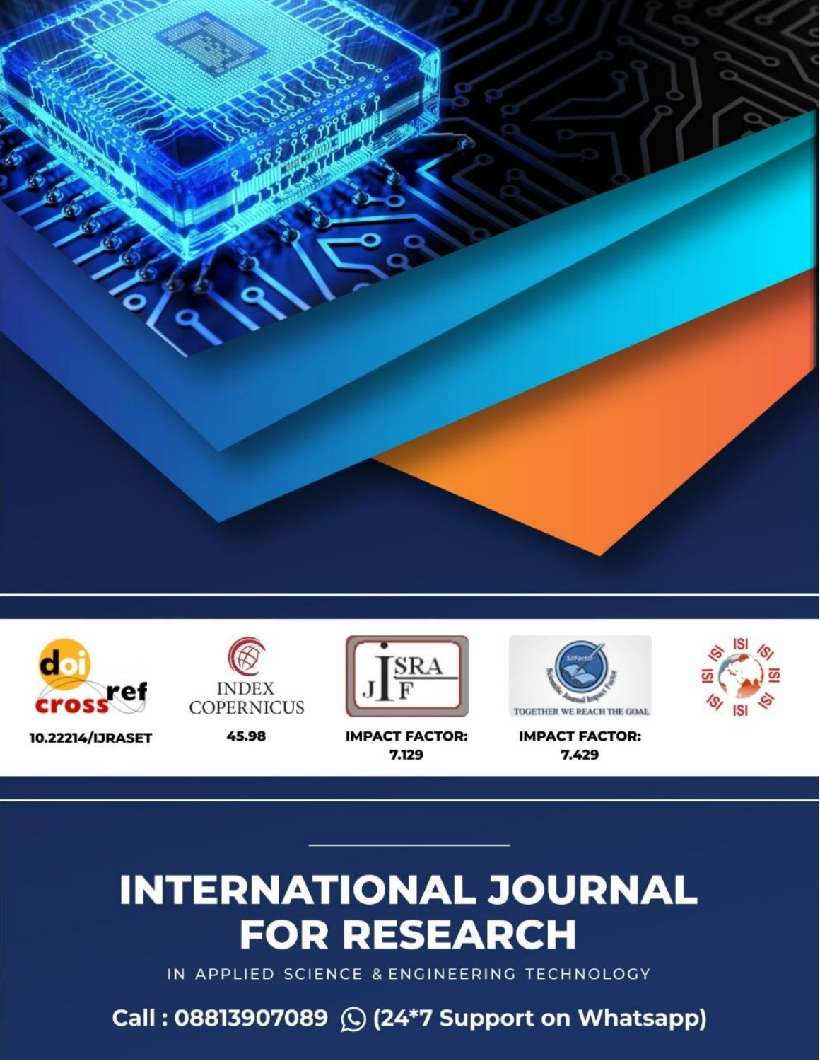10.22214/IJRASET

45.98

IMPACT FACTOR: 7.129

IMPACT FACTOR: 7.429

# INTERNATIONAL JOURNAL FOR RESEARCH

IN APPLIED SCIENCE & ENGINEERING TECHNOLOGY

Call : 08813907089 (24*7 Support on Whatsapp)